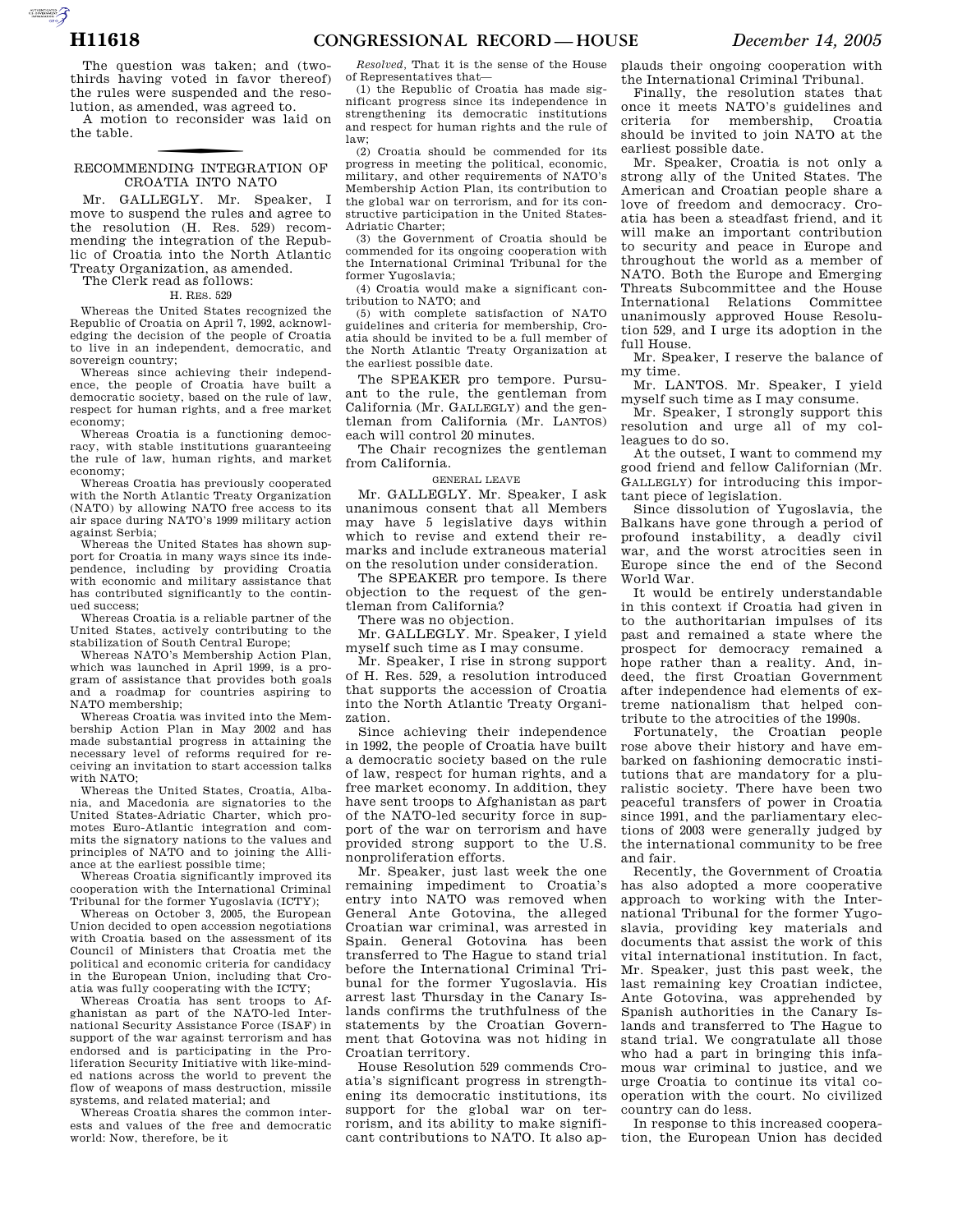The question was taken; and (two-thirds having voted in favor thereof) the rules were suspended and the resolution, as amended, was agreed to.

A motion to reconsider was laid on the table.

## RECOMMENDING INTEGRATION OF CROATIA INTO NATO

Mr. GALLEGLY. Mr. Speaker, I move to suspend the rules and agree to the resolution (H. Res. 529) recommending the integration of the Republic of Croatia into the North Atlantic Treaty Organization, as amended.

The Clerk read as follows:

H. RES. 529

Whereas the United States recognized the Republic of Croatia on April 7, 1992, acknowledging the decision of the people of Croatia to live in an independent, democratic, and sovereign country;

Whereas since achieving their independence, the people of Croatia have built a democratic society, based on the rule of law, respect for human rights, and a free market economy;

Whereas Croatia is a functioning democracy, with stable institutions guaranteeing the rule of law, human rights, and market economy;

Whereas Croatia has previously cooperated with the North Atlantic Treaty Organization (NATO) by allowing NATO free access to its air space during NATO's 1999 military action against Serbia;

Whereas the United States has shown support for Croatia in many ways since its independence, including by providing Croatia with economic and military assistance that has contributed significantly to the continued success;

Whereas Croatia is a reliable partner of the United States, actively contributing to the stabilization of South Central Europe;

Whereas NATO's Membership Action Plan, which was launched in April 1999, is a program of assistance that provides both goals and a roadmap for countries aspiring to NATO membership;

Whereas Croatia was invited into the Membership Action Plan in May 2002 and has made substantial progress in attaining the necessary level of reforms required for receiving an invitation to start accession talks with NATO;

Whereas the United States, Croatia, Albania, and Macedonia are signatories to the United States-Adriatic Charter, which promotes Euro-Atlantic integration and commits the signatory nations to the values and principles of NATO and to joining the Alliance at the earliest possible time;

Whereas Croatia significantly improved its cooperation with the International Criminal Tribunal for the former Yugoslavia (ICTY);

Whereas on October 3, 2005, the European Union decided to open accession negotiations with Croatia based on the assessment of its Council of Ministers that Croatia met the political and economic criteria for candidacy in the European Union, including that Croatia was fully cooperating with the ICTY;

Whereas Croatia has sent troops to Afghanistan as part of the NATO-led International Security Assistance Force (ISAF) in support of the war against terrorism and has endorsed and is participating in the Proliferation Security Initiative with like-minded nations across the world to prevent the flow of weapons of mass destruction, missile systems, and related material; and

Whereas Croatia shares the common interests and values of the free and democratic world: Now, therefore, be it

*Resolved*, That it is the sense of the House of Representatives that—

(1) the Republic of Croatia has made significant progress since its independence in strengthening its democratic institutions and respect for human rights and the rule of law;

(2) Croatia should be commended for its progress in meeting the political, economic, military, and other requirements of NATO's Membership Action Plan, its contribution to the global war on terrorism, and for its constructive participation in the United States-Adriatic Charter;

(3) the Government of Croatia should be commended for its ongoing cooperation with the International Criminal Tribunal for the former Yugoslavia;

(4) Croatia would make a significant contribution to NATO; and

(5) with complete satisfaction of NATO guidelines and criteria for membership, Croatia should be invited to be a full member of the North Atlantic Treaty Organization at the earliest possible date.

The SPEAKER pro tempore. Pursuant to the rule, the gentleman from California (Mr. GALLEGLY) and the gentleman from California (Mr. LANTOS) each will control 20 minutes.

The Chair recognizes the gentleman from California.

GENERAL LEAVE

Mr. GALLEGLY. Mr. Speaker, I ask unanimous consent that all Members may have 5 legislative days within which to revise and extend their remarks and include extraneous material on the resolution under consideration.

The SPEAKER pro tempore. Is there objection to the request of the gentleman from California?

There was no objection.

Mr. GALLEGLY. Mr. Speaker, I yield myself such time as I may consume.

Mr. Speaker, I rise in strong support of H. Res. 529, a resolution introduced that supports the accession of Croatia into the North Atlantic Treaty Organization.

Since achieving their independence in 1992, the people of Croatia have built a democratic society based on the rule of law, respect for human rights, and a free market economy. In addition, they have sent troops to Afghanistan as part of the NATO-led security force in support of the war on terrorism and have provided strong support to the U.S. nonproliferation efforts.

Mr. Speaker, just last week the one remaining impediment to Croatia's entry into NATO was removed when General Ante Gotovina, the alleged Croatian war criminal, was arrested in Spain. General Gotovina has been transferred to The Hague to stand trial before the International Criminal Tribunal for the former Yugoslavia. His arrest last Thursday in the Canary Islands confirms the truthfulness of the statements by the Croatian Government that Gotovina was not hiding in Croatian territory.

House Resolution 529 commends Croatia's significant progress in strengthening its democratic institutions, its support for the global war on terrorism, and its ability to make significant contributions to NATO. It also applauds their ongoing cooperation with the International Criminal Tribunal.

Finally, the resolution states that once it meets NATO's guidelines and criteria for membership, Croatia should be invited to join NATO at the earliest possible date.

Mr. Speaker, Croatia is not only a strong ally of the United States. The American and Croatian people share a love of freedom and democracy. Croatia has been a steadfast friend, and it will make an important contribution to security and peace in Europe and throughout the world as a member of NATO. Both the Europe and Emerging Threats Subcommittee and the House International Relations Committee unanimously approved House Resolution 529, and I urge its adoption in the full House.

Mr. Speaker, I reserve the balance of my time.

Mr. LANTOS. Mr. Speaker, I yield myself such time as I may consume.

Mr. Speaker, I strongly support this resolution and urge all of my colleagues to do so.

At the outset, I want to commend my good friend and fellow Californian (Mr. GALLEGLY) for introducing this important piece of legislation.

Since dissolution of Yugoslavia, the Balkans have gone through a period of profound instability, a deadly civil war, and the worst atrocities seen in Europe since the end of the Second World War.

It would be entirely understandable in this context if Croatia had given in to the authoritarian impulses of its past and remained a state where the prospect for democracy remained a hope rather than a reality. And, indeed, the first Croatian Government after independence had elements of extreme nationalism that helped contribute to the atrocities of the 1990s.

Fortunately, the Croatian people rose above their history and have embarked on fashioning democratic institutions that are mandatory for a pluralistic society. There have been two peaceful transfers of power in Croatia since 1991, and the parliamentary elections of 2003 were generally judged by the international community to be free and fair.

Recently, the Government of Croatia has also adopted a more cooperative approach to working with the International Tribunal for the former Yugoslavia, providing key materials and documents that assist the work of this vital international institution. In fact, Mr. Speaker, just this past week, the last remaining key Croatian indictee, Ante Gotovina, was apprehended by Spanish authorities in the Canary Islands and transferred to The Hague to stand trial. We congratulate all those who had a part in bringing this infamous war criminal to justice, and we urge Croatia to continue its vital cooperation with the court. No civilized country can do less.

In response to this increased cooperation, the European Union has decided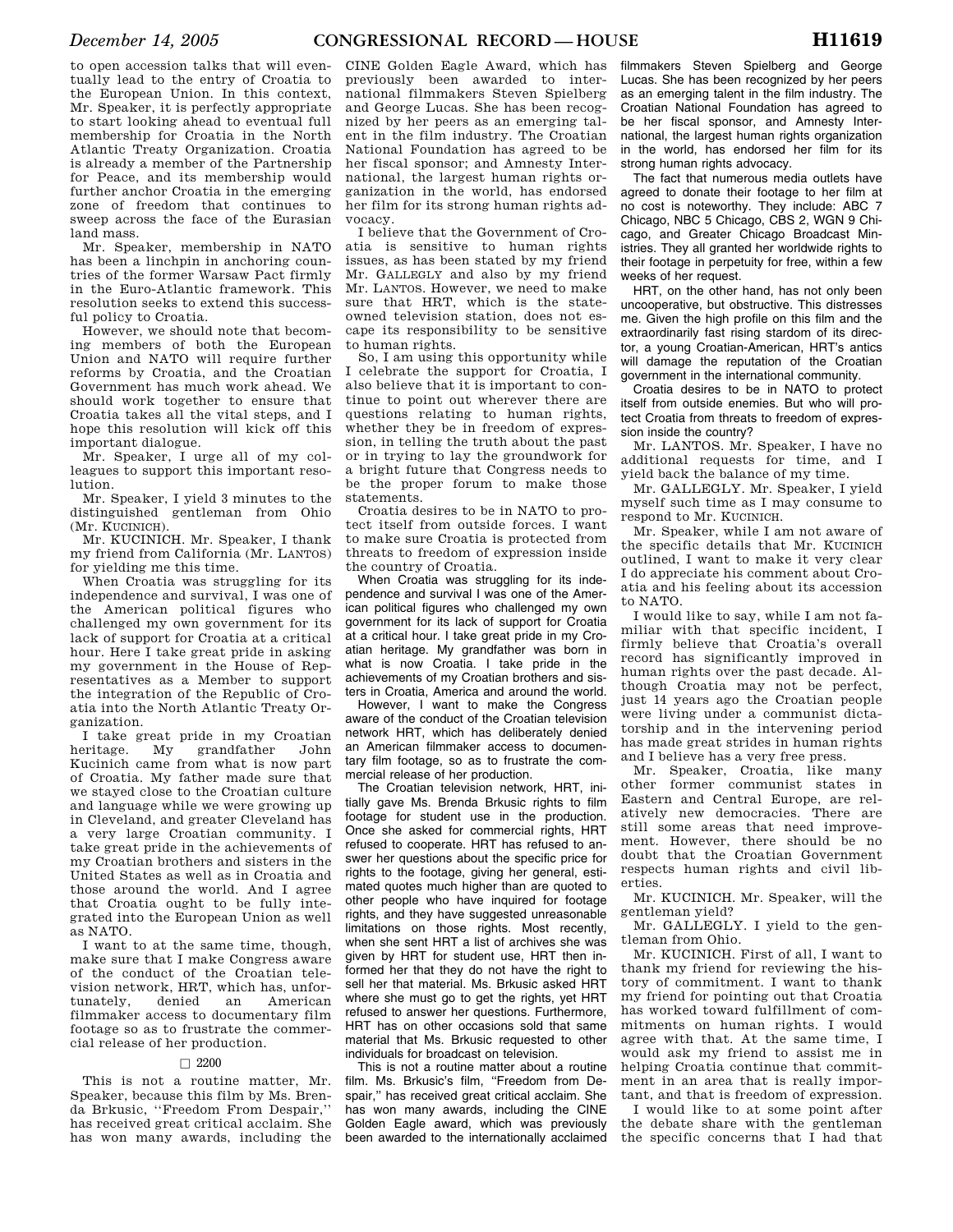to open accession talks that will eventually lead to the entry of Croatia to the European Union. In this context, Mr. Speaker, it is perfectly appropriate to start looking ahead to eventual full membership for Croatia in the North Atlantic Treaty Organization. Croatia is already a member of the Partnership for Peace, and its membership would further anchor Croatia in the emerging zone of freedom that continues to sweep across the face of the Eurasian land mass.

Mr. Speaker, membership in NATO has been a linchpin in anchoring countries of the former Warsaw Pact firmly in the Euro-Atlantic framework. This resolution seeks to extend this successful policy to Croatia.

However, we should note that becoming members of both the European Union and NATO will require further reforms by Croatia, and the Croatian Government has much work ahead. We should work together to ensure that Croatia takes all the vital steps, and I hope this resolution will kick off this important dialogue.

Mr. Speaker, I urge all of my colleagues to support this important resolution.

Mr. Speaker, I yield 3 minutes to the distinguished gentleman from Ohio (Mr. KUCINICH).

Mr. KUCINICH. Mr. Speaker, I thank my friend from California (Mr. LANTOS) for yielding me this time.

When Croatia was struggling for its independence and survival, I was one of the American political figures who challenged my own government for its lack of support for Croatia at a critical hour. Here I take great pride in asking my government in the House of Representatives as a Member to support the integration of the Republic of Croatia into the North Atlantic Treaty Organization.

I take great pride in my Croatian heritage. My grandfather John Kucinich came from what is now part of Croatia. My father made sure that we stayed close to the Croatian culture and language while we were growing up in Cleveland, and greater Cleveland has a very large Croatian community. I take great pride in the achievements of my Croatian brothers and sisters in the United States as well as in Croatia and those around the world. And I agree that Croatia ought to be fully integrated into the European Union as well as NATO.

I want to at the same time, though, make sure that I make Congress aware of the conduct of the Croatian television network, HRT, which has, unfortunately, denied an American filmmaker access to documentary film footage so as to frustrate the commercial release of her production.

□ 2200

This is not a routine matter, Mr. Speaker, because this film by Ms. Brenda Brkusic, ''Freedom From Despair,'' has received great critical acclaim. She has won many awards, including the CINE Golden Eagle Award, which has previously been awarded to international filmmakers Steven Spielberg and George Lucas. She has been recognized by her peers as an emerging talent in the film industry. The Croatian National Foundation has agreed to be her fiscal sponsor; and Amnesty International, the largest human rights organization in the world, has endorsed her film for its strong human rights advocacy.

I believe that the Government of Croatia is sensitive to human rights issues, as has been stated by my friend Mr. GALLEGLY and also by my friend Mr. LANTOS. However, we need to make sure that HRT, which is the state-owned television station, does not escape its responsibility to be sensitive to human rights.

So, I am using this opportunity while I celebrate the support for Croatia, I also believe that it is important to continue to point out wherever there are questions relating to human rights, whether they be in freedom of expression, in telling the truth about the past or in trying to lay the groundwork for a bright future that Congress needs to be the proper forum to make those statements.

Croatia desires to be in NATO to protect itself from outside forces. I want to make sure Croatia is protected from threats to freedom of expression inside the country of Croatia.

When Croatia was struggling for its independence and survival I was one of the American political figures who challenged my own government for its lack of support for Croatia at a critical hour. I take great pride in my Croatian heritage. My grandfather was born in what is now Croatia. I take pride in the achievements of my Croatian brothers and sisters in Croatia, America and around the world.

However, I want to make the Congress aware of the conduct of the Croatian television network HRT, which has deliberately denied an American filmmaker access to documentary film footage, so as to frustrate the commercial release of her production.

The Croatian television network, HRT, initially gave Ms. Brenda Brkusic rights to film footage for student use in the production. Once she asked for commercial rights, HRT refused to cooperate. HRT has refused to answer her questions about the specific price for rights to the footage, giving her general, estimated quotes much higher than are quoted to other people who have inquired for footage rights, and they have suggested unreasonable limitations on those rights. Most recently, when she sent HRT a list of archives she was given by HRT for student use, HRT then informed her that they do not have the right to sell her that material. Ms. Brkusic asked HRT where she must go to get the rights, yet HRT refused to answer her questions. Furthermore, HRT has on other occasions sold that same material that Ms. Brkusic requested to other individuals for broadcast on television.

This is not a routine matter about a routine film. Ms. Brkusic's film, ''Freedom from Despair,'' has received great critical acclaim. She has won many awards, including the CINE Golden Eagle award, which was previously been awarded to the internationally acclaimed filmmakers Steven Spielberg and George Lucas. She has been recognized by her peers as an emerging talent in the film industry. The Croatian National Foundation has agreed to be her fiscal sponsor, and Amnesty International, the largest human rights organization in the world, has endorsed her film for its strong human rights advocacy.

The fact that numerous media outlets have agreed to donate their footage to her film at no cost is noteworthy. They include: ABC 7 Chicago, NBC 5 Chicago, CBS 2, WGN 9 Chicago, and Greater Chicago Broadcast Ministries. They all granted her worldwide rights to their footage in perpetuity for free, within a few weeks of her request.

HRT, on the other hand, has not only been uncooperative, but obstructive. This distresses me. Given the high profile on this film and the extraordinarily fast rising stardom of its director, a young Croatian-American, HRT's antics will damage the reputation of the Croatian government in the international community.

Croatia desires to be in NATO to protect itself from outside enemies. But who will protect Croatia from threats to freedom of expression inside the country?

Mr. LANTOS. Mr. Speaker, I have no additional requests for time, and I yield back the balance of my time.

Mr. GALLEGLY. Mr. Speaker, I yield myself such time as I may consume to respond to Mr. KUCINICH.

Mr. Speaker, while I am not aware of the specific details that Mr. KUCINICH outlined, I want to make it very clear I do appreciate his comment about Croatia and his feeling about its accession to NATO.

I would like to say, while I am not familiar with that specific incident, I firmly believe that Croatia's overall record has significantly improved in human rights over the past decade. Although Croatia may not be perfect, just 14 years ago the Croatian people were living under a communist dictatorship and in the intervening period has made great strides in human rights and I believe has a very free press.

Mr. Speaker, Croatia, like many other former communist states in Eastern and Central Europe, are relatively new democracies. There are still some areas that need improvement. However, there should be no doubt that the Croatian Government respects human rights and civil liberties.

Mr. KUCINICH. Mr. Speaker, will the gentleman yield?

Mr. GALLEGLY. I yield to the gentleman from Ohio.

Mr. KUCINICH. First of all, I want to thank my friend for reviewing the history of commitment. I want to thank my friend for pointing out that Croatia has worked toward fulfillment of commitments on human rights. I would agree with that. At the same time, I would ask my friend to assist me in helping Croatia continue that commitment in an area that is really important, and that is freedom of expression.

I would like to at some point after the debate share with the gentleman the specific concerns that I had that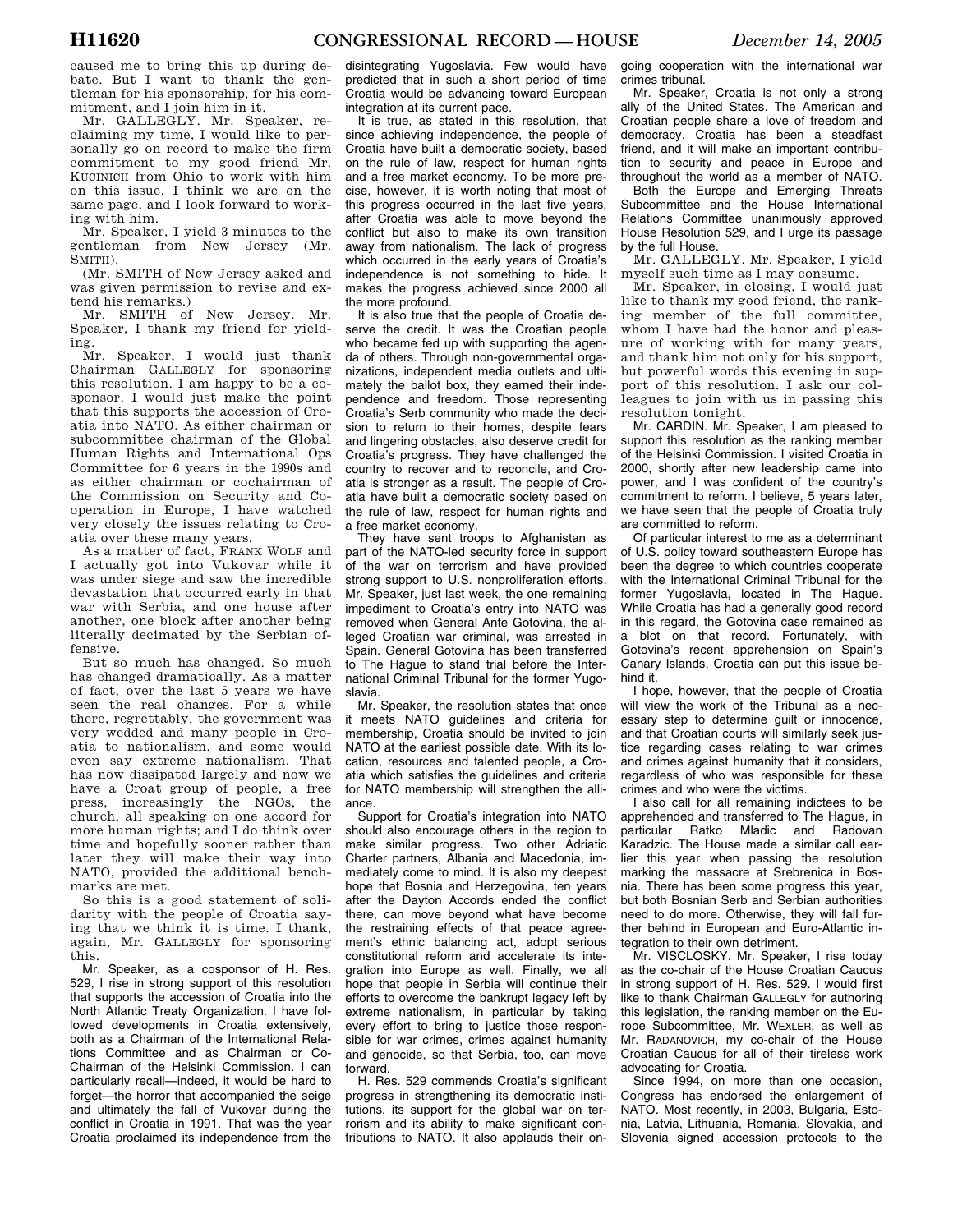caused me to bring this up during debate. But I want to thank the gentleman for his sponsorship, for his commitment, and I join him in it.

Mr. GALLEGLY. Mr. Speaker, reclaiming my time, I would like to personally go on record to make the firm commitment to my good friend Mr. KUCINICH from Ohio to work with him on this issue. I think we are on the same page, and I look forward to working with him.

Mr. Speaker, I yield 3 minutes to the gentleman from New Jersey (Mr. SMITH).

(Mr. SMITH of New Jersey asked and was given permission to revise and extend his remarks.)

Mr. SMITH of New Jersey. Mr. Speaker, I thank my friend for yielding.

Mr. Speaker, I would just thank Chairman GALLEGLY for sponsoring this resolution. I am happy to be a cosponsor. I would just make the point that this supports the accession of Croatia into NATO. As either chairman or subcommittee chairman of the Global Human Rights and International Ops Committee for 6 years in the 1990s and as either chairman or cochairman of the Commission on Security and Cooperation in Europe, I have watched very closely the issues relating to Croatia over these many years.

As a matter of fact, FRANK WOLF and I actually got into Vukovar while it was under siege and saw the incredible devastation that occurred early in that war with Serbia, and one house after another, one block after another being literally decimated by the Serbian offensive.

But so much has changed. So much has changed dramatically. As a matter of fact, over the last 5 years we have seen the real changes. For a while there, regrettably, the government was very wedded and many people in Croatia to nationalism, and some would even say extreme nationalism. That has now dissipated largely and now we have a Croat group of people, a free press, increasingly the NGOs, the church, all speaking on one accord for more human rights; and I do think over time and hopefully sooner rather than later they will make their way into NATO, provided the additional benchmarks are met.

So this is a good statement of solidarity with the people of Croatia saying that we think it is time. I thank, again, Mr. GALLEGLY for sponsoring this.

Mr. Speaker, as a cosponsor of H. Res. 529, I rise in strong support of this resolution that supports the accession of Croatia into the North Atlantic Treaty Organization. I have followed developments in Croatia extensively, both as a Chairman of the International Relations Committee and as Chairman or Co-Chairman of the Helsinki Commission. I can particularly recall—indeed, it would be hard to forget—the horror that accompanied the seige and ultimately the fall of Vukovar during the conflict in Croatia in 1991. That was the year Croatia proclaimed its independence from the disintegrating Yugoslavia. Few would have predicted that in such a short period of time Croatia would be advancing toward European integration at its current pace.

It is true, as stated in this resolution, that since achieving independence, the people of Croatia have built a democratic society, based on the rule of law, respect for human rights and a free market economy. To be more precise, however, it is worth noting that most of this progress occurred in the last five years, after Croatia was able to move beyond the conflict but also to make its own transition away from nationalism. The lack of progress which occurred in the early years of Croatia's independence is not something to hide. It makes the progress achieved since 2000 all the more profound.

It is also true that the people of Croatia deserve the credit. It was the Croatian people who became fed up with supporting the agenda of others. Through non-governmental organizations, independent media outlets and ultimately the ballot box, they earned their independence and freedom. Those representing Croatia's Serb community who made the decision to return to their homes, despite fears and lingering obstacles, also deserve credit for Croatia's progress. They have challenged the country to recover and to reconcile, and Croatia is stronger as a result. The people of Croatia have built a democratic society based on the rule of law, respect for human rights and a free market economy.

They have sent troops to Afghanistan as part of the NATO-led security force in support of the war on terrorism and have provided strong support to U.S. nonproliferation efforts. Mr. Speaker, just last week, the one remaining impediment to Croatia's entry into NATO was removed when General Ante Gotovina, the alleged Croatian war criminal, was arrested in Spain. General Gotovina has been transferred to The Hague to stand trial before the International Criminal Tribunal for the former Yugoslavia.

Mr. Speaker, the resolution states that once it meets NATO guidelines and criteria for membership, Croatia should be invited to join NATO at the earliest possible date. With its location, resources and talented people, a Croatia which satisfies the guidelines and criteria for NATO membership will strengthen the alliance.

Support for Croatia's integration into NATO should also encourage others in the region to make similar progress. Two other Adriatic Charter partners, Albania and Macedonia, immediately come to mind. It is also my deepest hope that Bosnia and Herzegovina, ten years after the Dayton Accords ended the conflict there, can move beyond what have become the restraining effects of that peace agreement's ethnic balancing act, adopt serious constitutional reform and accelerate its integration into Europe as well. Finally, we all hope that people in Serbia will continue their efforts to overcome the bankrupt legacy left by extreme nationalism, in particular by taking every effort to bring to justice those responsible for war crimes, crimes against humanity and genocide, so that Serbia, too, can move forward.

H. Res. 529 commends Croatia's significant progress in strengthening its democratic institutions, its support for the global war on terrorism and its ability to make significant contributions to NATO. It also applauds their ongoing cooperation with the international war crimes tribunal.

Mr. Speaker, Croatia is not only a strong ally of the United States. The American and Croatian people share a love of freedom and democracy. Croatia has been a steadfast friend, and it will make an important contribution to security and peace in Europe and throughout the world as a member of NATO.

Both the Europe and Emerging Threats Subcommittee and the House International Relations Committee unanimously approved House Resolution 529, and I urge its passage by the full House.

Mr. GALLEGLY. Mr. Speaker, I yield myself such time as I may consume.

Mr. Speaker, in closing, I would just like to thank my good friend, the ranking member of the full committee, whom I have had the honor and pleasure of working with for many years, and thank him not only for his support, but powerful words this evening in support of this resolution. I ask our colleagues to join with us in passing this resolution tonight.

Mr. CARDIN. Mr. Speaker, I am pleased to support this resolution as the ranking member of the Helsinki Commission. I visited Croatia in 2000, shortly after new leadership came into power, and I was confident of the country's commitment to reform. I believe, 5 years later, we have seen that the people of Croatia truly are committed to reform.

Of particular interest to me as a determinant of U.S. policy toward southeastern Europe has been the degree to which countries cooperate with the International Criminal Tribunal for the former Yugoslavia, located in The Hague. While Croatia has had a generally good record in this regard, the Gotovina case remained as a blot on that record. Fortunately, with Gotovina's recent apprehension on Spain's Canary Islands, Croatia can put this issue behind it.

I hope, however, that the people of Croatia will view the work of the Tribunal as a necessary step to determine guilt or innocence, and that Croatian courts will similarly seek justice regarding cases relating to war crimes and crimes against humanity that it considers, regardless of who was responsible for these crimes and who were the victims.

I also call for all remaining indictees to be apprehended and transferred to The Hague, in particular Ratko Mladic and Radovan Karadzic. The House made a similar call earlier this year when passing the resolution marking the massacre at Srebrenica in Bosnia. There has been some progress this year, but both Bosnian Serb and Serbian authorities need to do more. Otherwise, they will fall further behind in European and Euro-Atlantic integration to their own detriment.

Mr. VISCLOSKY. Mr. Speaker, I rise today as the co-chair of the House Croatian Caucus in strong support of H. Res. 529. I would first like to thank Chairman GALLEGLY for authoring this legislation, the ranking member on the Europe Subcommittee, Mr. WEXLER, as well as Mr. RADANOVICH, my co-chair of the House Croatian Caucus for all of their tireless work advocating for Croatia.

Since 1994, on more than one occasion, Congress has endorsed the enlargement of NATO. Most recently, in 2003, Bulgaria, Estonia, Latvia, Lithuania, Romania, Slovakia, and Slovenia signed accession protocols to the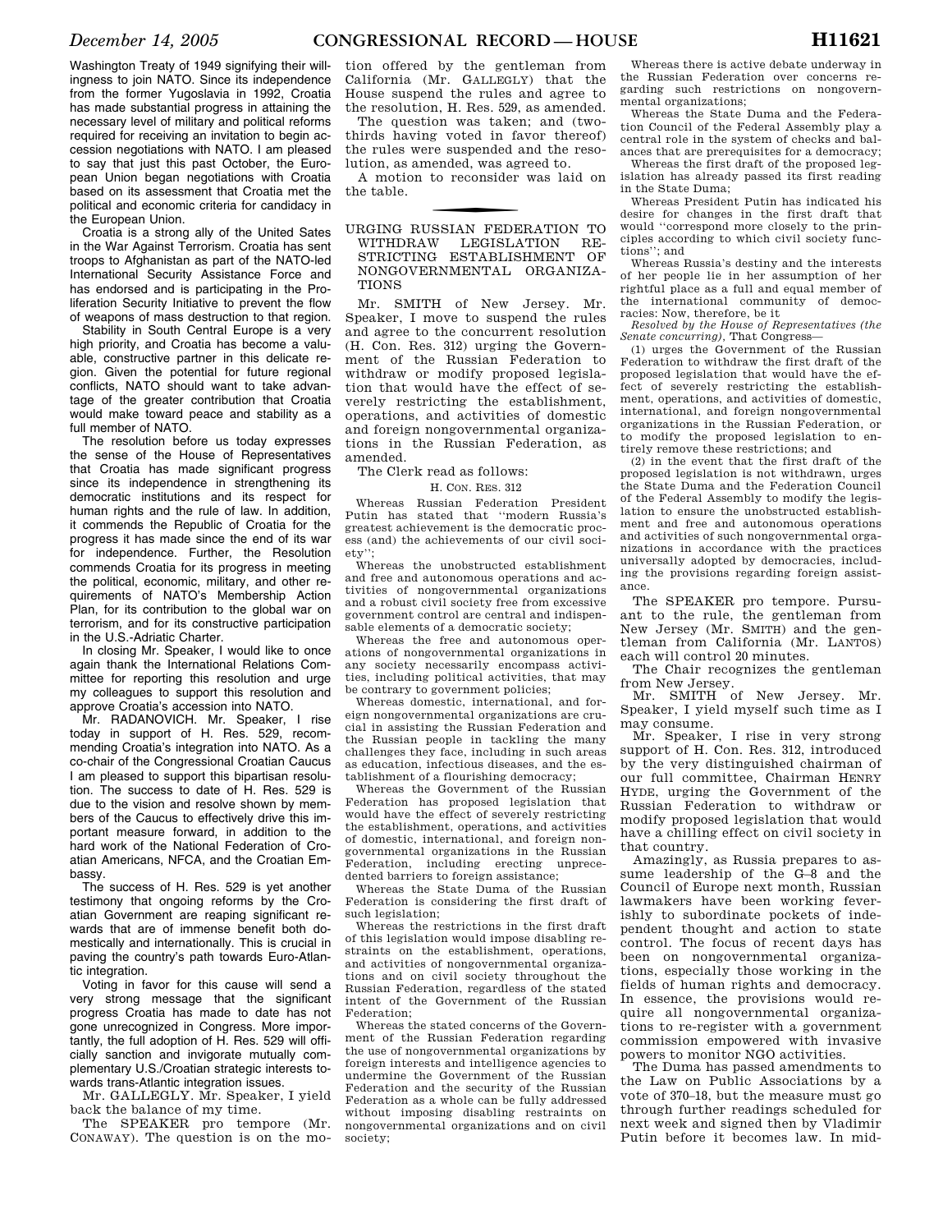Washington Treaty of 1949 signifying their willingness to join NATO. Since its independence from the former Yugoslavia in 1992, Croatia has made substantial progress in attaining the necessary level of military and political reforms required for receiving an invitation to begin accession negotiations with NATO. I am pleased to say that just this past October, the European Union began negotiations with Croatia based on its assessment that Croatia met the political and economic criteria for candidacy in the European Union.

Croatia is a strong ally of the United Sates in the War Against Terrorism. Croatia has sent troops to Afghanistan as part of the NATO-led International Security Assistance Force and has endorsed and is participating in the Proliferation Security Initiative to prevent the flow of weapons of mass destruction to that region.

Stability in South Central Europe is a very high priority, and Croatia has become a valuable, constructive partner in this delicate region. Given the potential for future regional conflicts, NATO should want to take advantage of the greater contribution that Croatia would make toward peace and stability as a full member of NATO.

The resolution before us today expresses the sense of the House of Representatives that Croatia has made significant progress since its independence in strengthening its democratic institutions and its respect for human rights and the rule of law. In addition, it commends the Republic of Croatia for the progress it has made since the end of its war for independence. Further, the Resolution commends Croatia for its progress in meeting the political, economic, military, and other requirements of NATO's Membership Action Plan, for its contribution to the global war on terrorism, and for its constructive participation in the U.S.-Adriatic Charter.

In closing Mr. Speaker, I would like to once again thank the International Relations Committee for reporting this resolution and urge my colleagues to support this resolution and approve Croatia's accession into NATO.

Mr. RADANOVICH. Mr. Speaker, I rise today in support of H. Res. 529, recommending Croatia's integration into NATO. As a co-chair of the Congressional Croatian Caucus I am pleased to support this bipartisan resolution. The success to date of H. Res. 529 is due to the vision and resolve shown by members of the Caucus to effectively drive this important measure forward, in addition to the hard work of the National Federation of Croatian Americans, NFCA, and the Croatian Embassy.

The success of H. Res. 529 is yet another testimony that ongoing reforms by the Croatian Government are reaping significant rewards that are of immense benefit both domestically and internationally. This is crucial in paving the country's path towards Euro-Atlantic integration.

Voting in favor for this cause will send a very strong message that the significant progress Croatia has made to date has not gone unrecognized in Congress. More importantly, the full adoption of H. Res. 529 will officially sanction and invigorate mutually complementary U.S./Croatian strategic interests towards trans-Atlantic integration issues.

Mr. GALLEGLY. Mr. Speaker, I yield back the balance of my time.

The SPEAKER pro tempore (Mr. CONAWAY). The question is on the motion offered by the gentleman from California (Mr. GALLEGLY) that the House suspend the rules and agree to the resolution, H. Res. 529, as amended.

The question was taken; and (two-thirds having voted in favor thereof) the rules were suspended and the resolution, as amended, was agreed to.

A motion to reconsider was laid on the table.

## URGING RUSSIAN FEDERATION TO WITHDRAW LEGISLATION RESTRICTING ESTABLISHMENT OF NONGOVERNMENTAL ORGANIZATIONS

Mr. SMITH of New Jersey. Mr. Speaker, I move to suspend the rules and agree to the concurrent resolution (H. Con. Res. 312) urging the Government of the Russian Federation to withdraw or modify proposed legislation that would have the effect of severely restricting the establishment, operations, and activities of domestic and foreign nongovernmental organizations in the Russian Federation, as amended.

The Clerk read as follows:

H. CON. RES. 312

Whereas Russian Federation President Putin has stated that "modern Russia's greatest achievement is the democratic process (and) the achievements of our civil society";

Whereas the unobstructed establishment and free and autonomous operations and activities of nongovernmental organizations and a robust civil society free from excessive government control are central and indispensable elements of a democratic society;

Whereas the free and autonomous operations of nongovernmental organizations in any society necessarily encompass activities, including political activities, that may be contrary to government policies;

Whereas domestic, international, and foreign nongovernmental organizations are crucial in assisting the Russian Federation and the Russian people in tackling the many challenges they face, including in such areas as education, infectious diseases, and the establishment of a flourishing democracy;

Whereas the Government of the Russian Federation has proposed legislation that would have the effect of severely restricting the establishment, operations, and activities of domestic, international, and foreign nongovernmental organizations in the Russian Federation, including erecting unprecedented barriers to foreign assistance;

Whereas the State Duma of the Russian Federation is considering the first draft of such legislation;

Whereas the restrictions in the first draft of this legislation would impose disabling restraints on the establishment, operations, and activities of nongovernmental organizations and on civil society throughout the Russian Federation, regardless of the stated intent of the Government of the Russian Federation;

Whereas the stated concerns of the Government of the Russian Federation regarding the use of nongovernmental organizations by foreign interests and intelligence agencies to undermine the Government of the Russian Federation and the security of the Russian Federation as a whole can be fully addressed without imposing disabling restraints on nongovernmental organizations and on civil society;

Whereas there is active debate underway in the Russian Federation over concerns regarding such restrictions on nongovernmental organizations;

Whereas the State Duma and the Federation Council of the Federal Assembly play a central role in the system of checks and balances that are prerequisites for a democracy;

Whereas the first draft of the proposed legislation has already passed its first reading in the State Duma;

Whereas President Putin has indicated his desire for changes in the first draft that would "correspond more closely to the principles according to which civil society functions"; and

Whereas Russia's destiny and the interests of her people lie in her assumption of her rightful place as a full and equal member of the international community of democracies: Now, therefore, be it

*Resolved by the House of Representatives (the Senate concurring)*, That Congress—

(1) urges the Government of the Russian Federation to withdraw the first draft of the proposed legislation that would have the effect of severely restricting the establishment, operations, and activities of domestic, international, and foreign nongovernmental organizations in the Russian Federation, or to modify the proposed legislation to entirely remove these restrictions; and

(2) in the event that the first draft of the proposed legislation is not withdrawn, urges the State Duma and the Federation Council of the Federal Assembly to modify the legislation to ensure the unobstructed establishment and free and autonomous operations and activities of such nongovernmental organizations in accordance with the practices universally adopted by democracies, including the provisions regarding foreign assistance.

The SPEAKER pro tempore. Pursuant to the rule, the gentleman from New Jersey (Mr. SMITH) and the gentleman from California (Mr. LANTOS) each will control 20 minutes.

The Chair recognizes the gentleman from New Jersey.

Mr. SMITH of New Jersey. Mr. Speaker, I yield myself such time as I may consume.

Mr. Speaker, I rise in very strong support of H. Con. Res. 312, introduced by the very distinguished chairman of our full committee, Chairman HENRY HYDE, urging the Government of the Russian Federation to withdraw or modify proposed legislation that would have a chilling effect on civil society in that country.

Amazingly, as Russia prepares to assume leadership of the G–8 and the Council of Europe next month, Russian lawmakers have been working feverishly to subordinate pockets of independent thought and action to state control. The focus of recent days has been on nongovernmental organizations, especially those working in the fields of human rights and democracy. In essence, the provisions would require all nongovernmental organizations to re-register with a government commission empowered with invasive powers to monitor NGO activities.

The Duma has passed amendments to the Law on Public Associations by a vote of 370–18, but the measure must go through further readings scheduled for next week and signed then by Vladimir Putin before it becomes law. In mid-